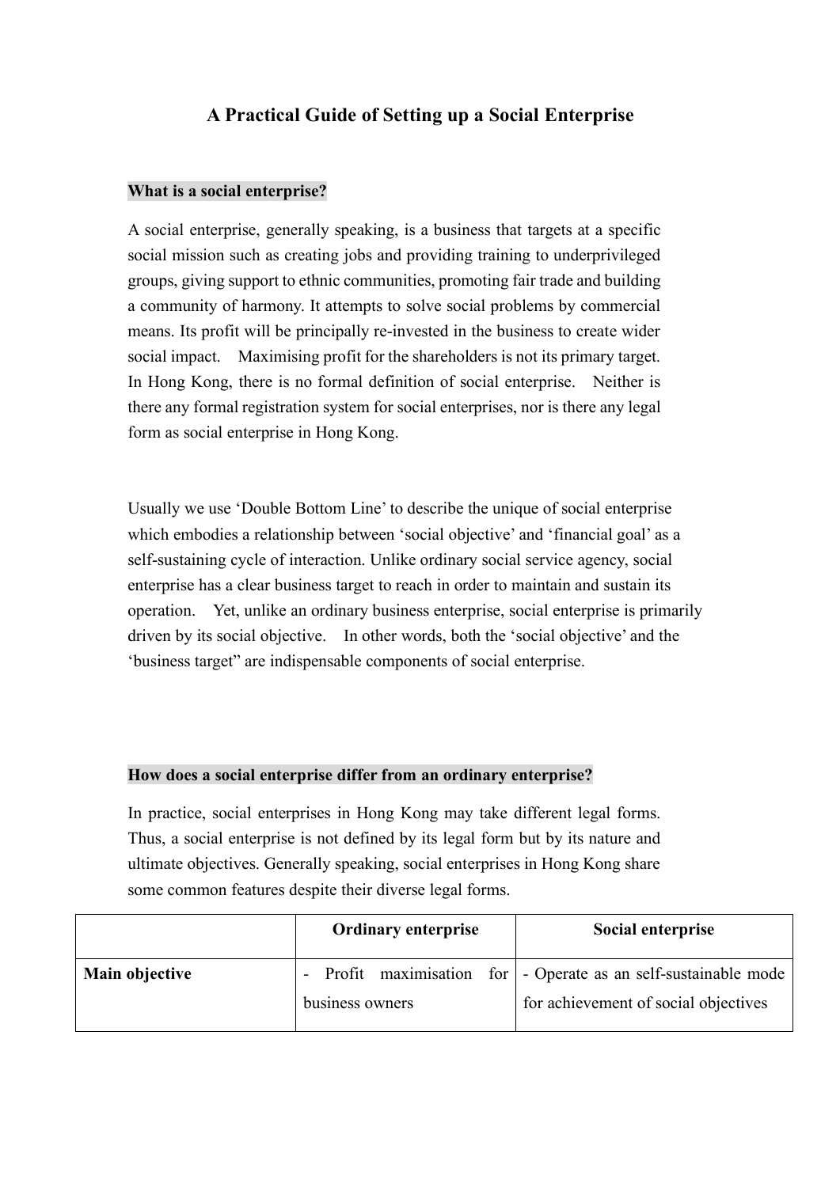# A Practical Guide of Setting up a Social Enterprise

## What is a social enterprise?

A social enterprise, generally speaking, is a business that targets at a specific social mission such as creating jobs and providing training to underprivileged groups, giving support to ethnic communities, promoting fair trade and building a community of harmony. It attempts to solve social problems by commercial means. Its profit will be principally re-invested in the business to create wider social impact. Maximising profit for the shareholders is not its primary target. In Hong Kong, there is no formal definition of social enterprise. Neither is there any formal registration system for social enterprises, nor is there any legal form as social enterprise in Hong Kong.

Usually we use 'Double Bottom Line' to describe the unique of social enterprise which embodies a relationship between 'social objective' and 'financial goal' as a self-sustaining cycle of interaction. Unlike ordinary social service agency, social enterprise has a clear business target to reach in order to maintain and sustain its operation. Yet, unlike an ordinary business enterprise, social enterprise is primarily driven by its social objective. In other words, both the 'social objective' and the 'business target" are indispensable components of social enterprise.

## How does a social enterprise differ from an ordinary enterprise?

In practice, social enterprises in Hong Kong may take different legal forms. Thus, a social enterprise is not defined by its legal form but by its nature and ultimate objectives. Generally speaking, social enterprises in Hong Kong share some common features despite their diverse legal forms.

| | Ordinary enterprise | Social enterprise |
|---|---|---|
| **Main objective** | - Profit maximisation for business owners | - Operate as an self-sustainable mode for achievement of social objectives |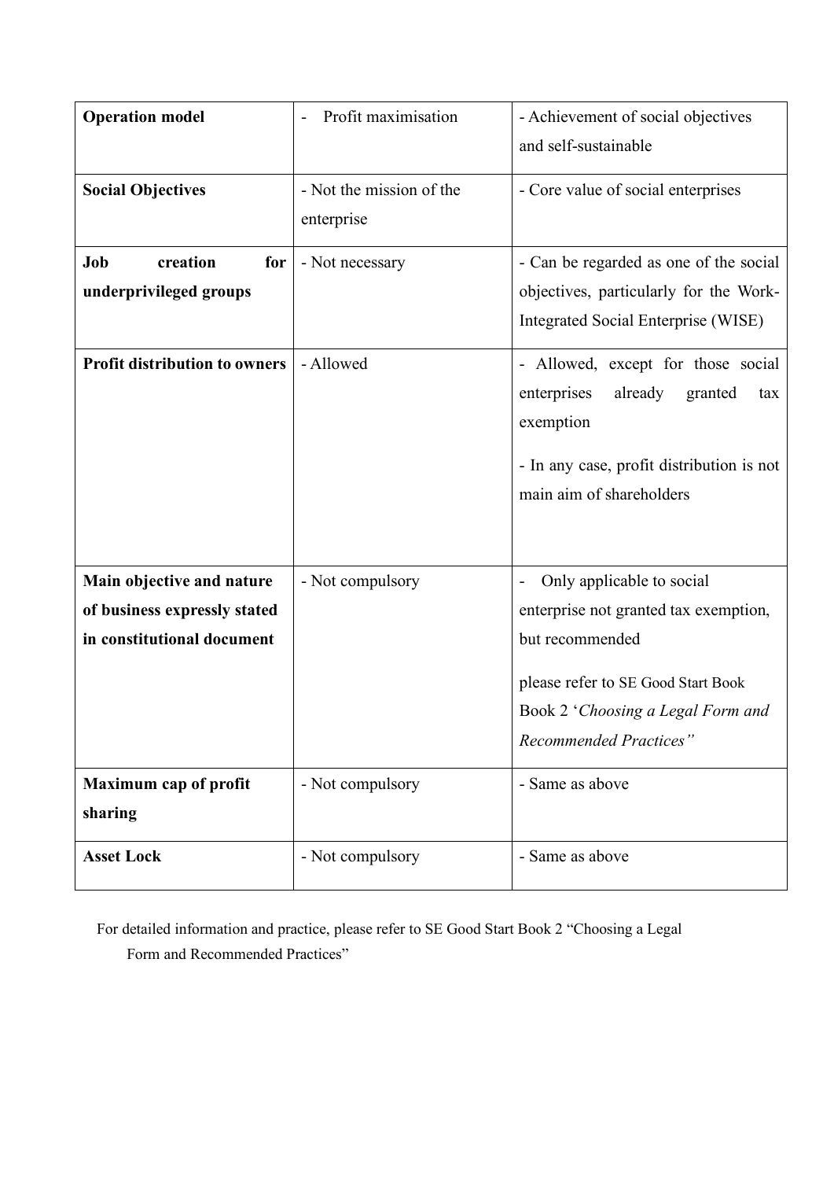| **Operation model** | - Profit maximisation | - Achievement of social objectives and self-sustainable |
|---|---|---|
| **Social Objectives** | - Not the mission of the enterprise | - Core value of social enterprises |
| **Job creation for underprivileged groups** | - Not necessary | - Can be regarded as one of the social objectives, particularly for the Work-Integrated Social Enterprise (WISE) |
| **Profit distribution to owners** | - Allowed | - Allowed, except for those social enterprises already granted tax exemption<br><br>- In any case, profit distribution is not main aim of shareholders |
| **Main objective and nature of business expressly stated in constitutional document** | - Not compulsory | - Only applicable to social enterprise not granted tax exemption, but recommended<br><br>please refer to SE Good Start Book Book 2 '*Choosing a Legal Form and Recommended Practices"* |
| **Maximum cap of profit sharing** | - Not compulsory | - Same as above |
| **Asset Lock** | - Not compulsory | - Same as above |

For detailed information and practice, please refer to SE Good Start Book 2 "Choosing a Legal Form and Recommended Practices"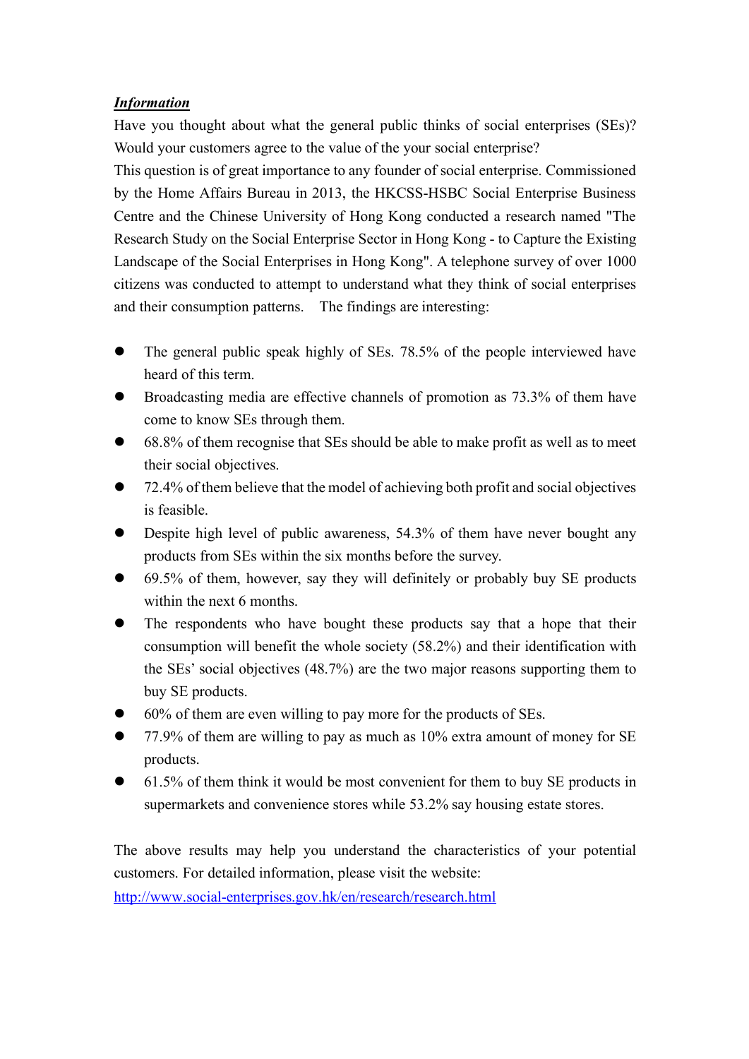***Information***

Have you thought about what the general public thinks of social enterprises (SEs)? Would your customers agree to the value of the your social enterprise?

This question is of great importance to any founder of social enterprise. Commissioned by the Home Affairs Bureau in 2013, the HKCSS-HSBC Social Enterprise Business Centre and the Chinese University of Hong Kong conducted a research named "The Research Study on the Social Enterprise Sector in Hong Kong - to Capture the Existing Landscape of the Social Enterprises in Hong Kong". A telephone survey of over 1000 citizens was conducted to attempt to understand what they think of social enterprises and their consumption patterns. The findings are interesting:

- The general public speak highly of SEs. 78.5% of the people interviewed have heard of this term.
- Broadcasting media are effective channels of promotion as 73.3% of them have come to know SEs through them.
- 68.8% of them recognise that SEs should be able to make profit as well as to meet their social objectives.
- 72.4% of them believe that the model of achieving both profit and social objectives is feasible.
- Despite high level of public awareness, 54.3% of them have never bought any products from SEs within the six months before the survey.
- 69.5% of them, however, say they will definitely or probably buy SE products within the next 6 months.
- The respondents who have bought these products say that a hope that their consumption will benefit the whole society (58.2%) and their identification with the SEs' social objectives (48.7%) are the two major reasons supporting them to buy SE products.
- 60% of them are even willing to pay more for the products of SEs.
- 77.9% of them are willing to pay as much as 10% extra amount of money for SE products.
- 61.5% of them think it would be most convenient for them to buy SE products in supermarkets and convenience stores while 53.2% say housing estate stores.

The above results may help you understand the characteristics of your potential customers. For detailed information, please visit the website:
http://www.social-enterprises.gov.hk/en/research/research.html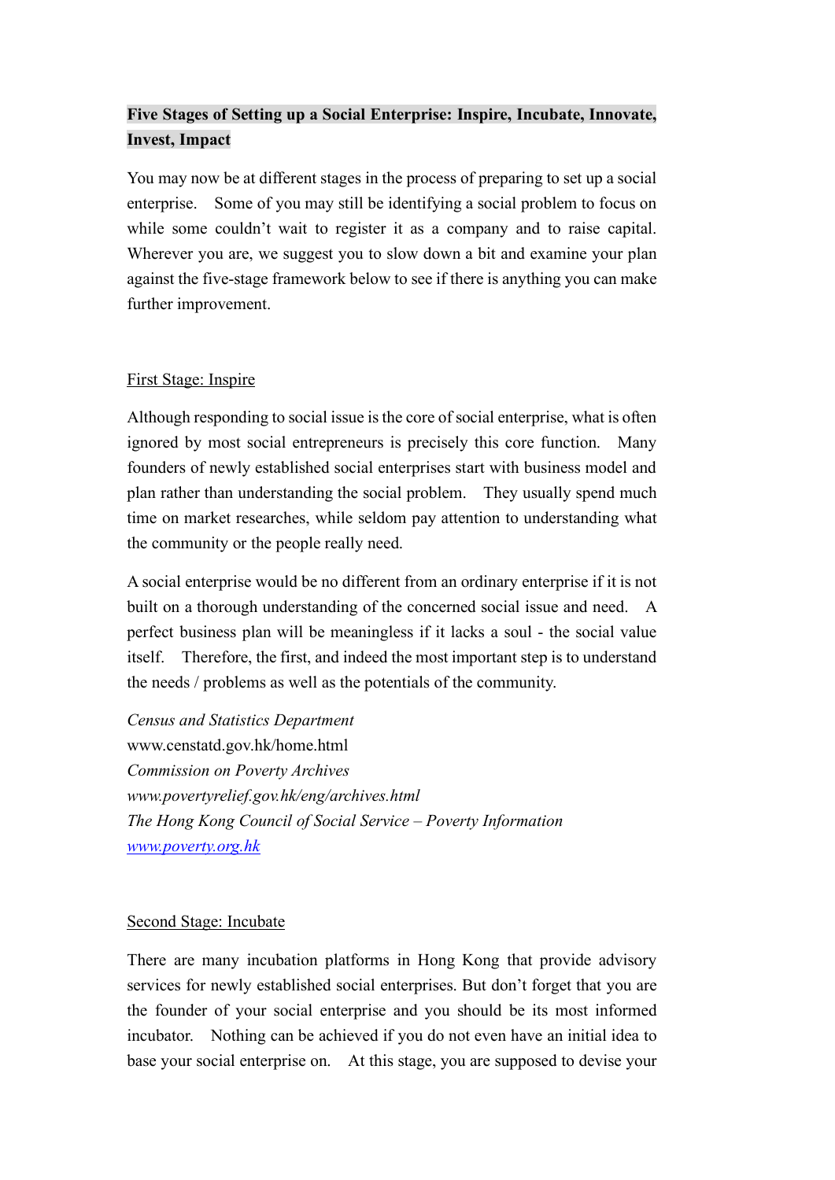**Five Stages of Setting up a Social Enterprise: Inspire, Incubate, Innovate, Invest, Impact**

You may now be at different stages in the process of preparing to set up a social enterprise. Some of you may still be identifying a social problem to focus on while some couldn't wait to register it as a company and to raise capital. Wherever you are, we suggest you to slow down a bit and examine your plan against the five-stage framework below to see if there is anything you can make further improvement.

## First Stage: Inspire

Although responding to social issue is the core of social enterprise, what is often ignored by most social entrepreneurs is precisely this core function. Many founders of newly established social enterprises start with business model and plan rather than understanding the social problem. They usually spend much time on market researches, while seldom pay attention to understanding what the community or the people really need.

A social enterprise would be no different from an ordinary enterprise if it is not built on a thorough understanding of the concerned social issue and need. A perfect business plan will be meaningless if it lacks a soul - the social value itself. Therefore, the first, and indeed the most important step is to understand the needs / problems as well as the potentials of the community.

*Census and Statistics Department*
www.censtatd.gov.hk/home.html
*Commission on Poverty Archives*
*www.povertyrelief.gov.hk/eng/archives.html*
*The Hong Kong Council of Social Service – Poverty Information*
*www.poverty.org.hk*

## Second Stage: Incubate

There are many incubation platforms in Hong Kong that provide advisory services for newly established social enterprises. But don't forget that you are the founder of your social enterprise and you should be its most informed incubator. Nothing can be achieved if you do not even have an initial idea to base your social enterprise on. At this stage, you are supposed to devise your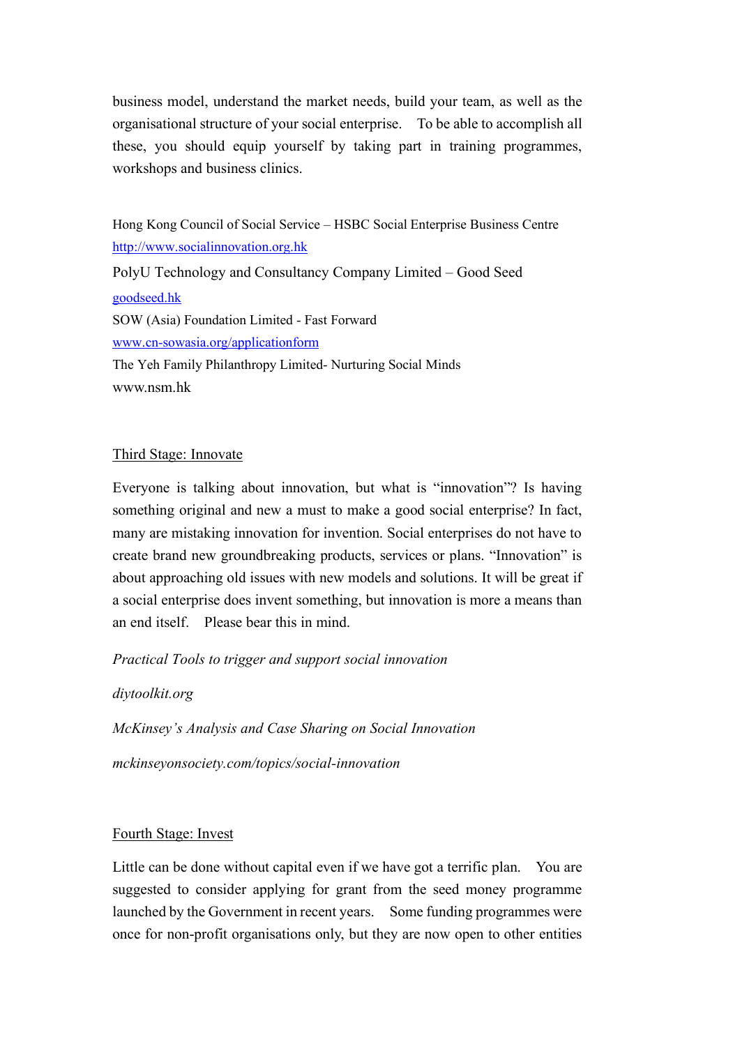business model, understand the market needs, build your team, as well as the organisational structure of your social enterprise. To be able to accomplish all these, you should equip yourself by taking part in training programmes, workshops and business clinics.

Hong Kong Council of Social Service – HSBC Social Enterprise Business Centre
[http://www.socialinnovation.org.hk](http://www.socialinnovation.org.hk)
PolyU Technology and Consultancy Company Limited – Good Seed
[goodseed.hk](goodseed.hk)
SOW (Asia) Foundation Limited - Fast Forward
[www.cn-sowasia.org/applicationform](www.cn-sowasia.org/applicationform)
The Yeh Family Philanthropy Limited- Nurturing Social Minds
www.nsm.hk

## Third Stage: Innovate

Everyone is talking about innovation, but what is "innovation"? Is having something original and new a must to make a good social enterprise? In fact, many are mistaking innovation for invention. Social enterprises do not have to create brand new groundbreaking products, services or plans. "Innovation" is about approaching old issues with new models and solutions. It will be great if a social enterprise does invent something, but innovation is more a means than an end itself. Please bear this in mind.

*Practical Tools to trigger and support social innovation*

*diytoolkit.org*

*McKinsey's Analysis and Case Sharing on Social Innovation*

*mckinseyonsociety.com/topics/social-innovation*

## Fourth Stage: Invest

Little can be done without capital even if we have got a terrific plan. You are suggested to consider applying for grant from the seed money programme launched by the Government in recent years. Some funding programmes were once for non-profit organisations only, but they are now open to other entities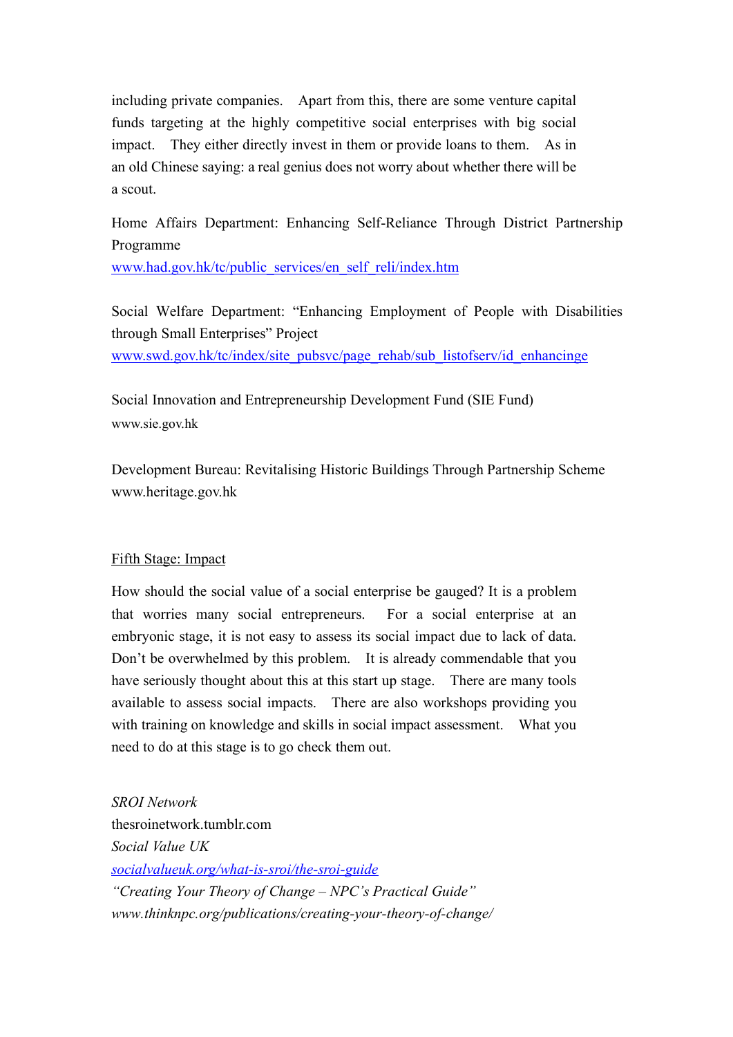including private companies. Apart from this, there are some venture capital funds targeting at the highly competitive social enterprises with big social impact. They either directly invest in them or provide loans to them. As in an old Chinese saying: a real genius does not worry about whether there will be a scout.

Home Affairs Department: Enhancing Self-Reliance Through District Partnership Programme
www.had.gov.hk/tc/public_services/en_self_reli/index.htm

Social Welfare Department: "Enhancing Employment of People with Disabilities through Small Enterprises" Project
www.swd.gov.hk/tc/index/site_pubsvc/page_rehab/sub_listofserv/id_enhancinge

Social Innovation and Entrepreneurship Development Fund (SIE Fund)
www.sie.gov.hk

Development Bureau: Revitalising Historic Buildings Through Partnership Scheme
www.heritage.gov.hk

## Fifth Stage: Impact

How should the social value of a social enterprise be gauged? It is a problem that worries many social entrepreneurs. For a social enterprise at an embryonic stage, it is not easy to assess its social impact due to lack of data. Don't be overwhelmed by this problem. It is already commendable that you have seriously thought about this at this start up stage. There are many tools available to assess social impacts. There are also workshops providing you with training on knowledge and skills in social impact assessment. What you need to do at this stage is to go check them out.

*SROI Network*
thesroinetwork.tumblr.com
*Social Value UK*
*socialvalueuk.org/what-is-sroi/the-sroi-guide*
*"Creating Your Theory of Change – NPC's Practical Guide"*
*www.thinknpc.org/publications/creating-your-theory-of-change/*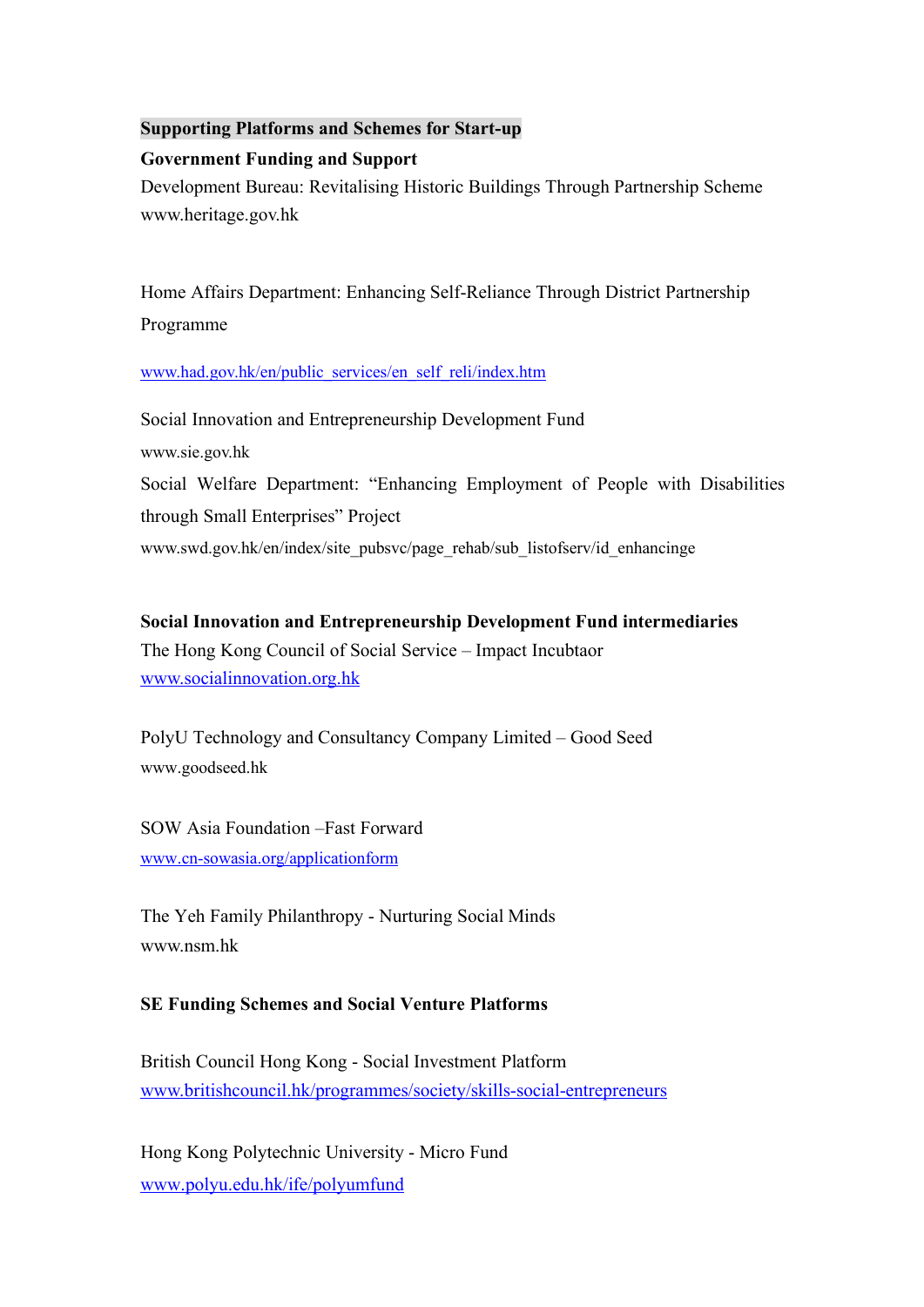**Supporting Platforms and Schemes for Start-up**

**Government Funding and Support**

Development Bureau: Revitalising Historic Buildings Through Partnership Scheme
www.heritage.gov.hk

Home Affairs Department: Enhancing Self-Reliance Through District Partnership Programme

www.had.gov.hk/en/public_services/en_self_reli/index.htm

Social Innovation and Entrepreneurship Development Fund
www.sie.gov.hk

Social Welfare Department: "Enhancing Employment of People with Disabilities through Small Enterprises" Project
www.swd.gov.hk/en/index/site_pubsvc/page_rehab/sub_listofserv/id_enhancinge

**Social Innovation and Entrepreneurship Development Fund intermediaries**

The Hong Kong Council of Social Service – Impact Incubtaor
www.socialinnovation.org.hk

PolyU Technology and Consultancy Company Limited – Good Seed
www.goodseed.hk

SOW Asia Foundation –Fast Forward
www.cn-sowasia.org/applicationform

The Yeh Family Philanthropy - Nurturing Social Minds
www.nsm.hk

**SE Funding Schemes and Social Venture Platforms**

British Council Hong Kong - Social Investment Platform
www.britishcouncil.hk/programmes/society/skills-social-entrepreneurs

Hong Kong Polytechnic University - Micro Fund
www.polyu.edu.hk/ife/polyumfund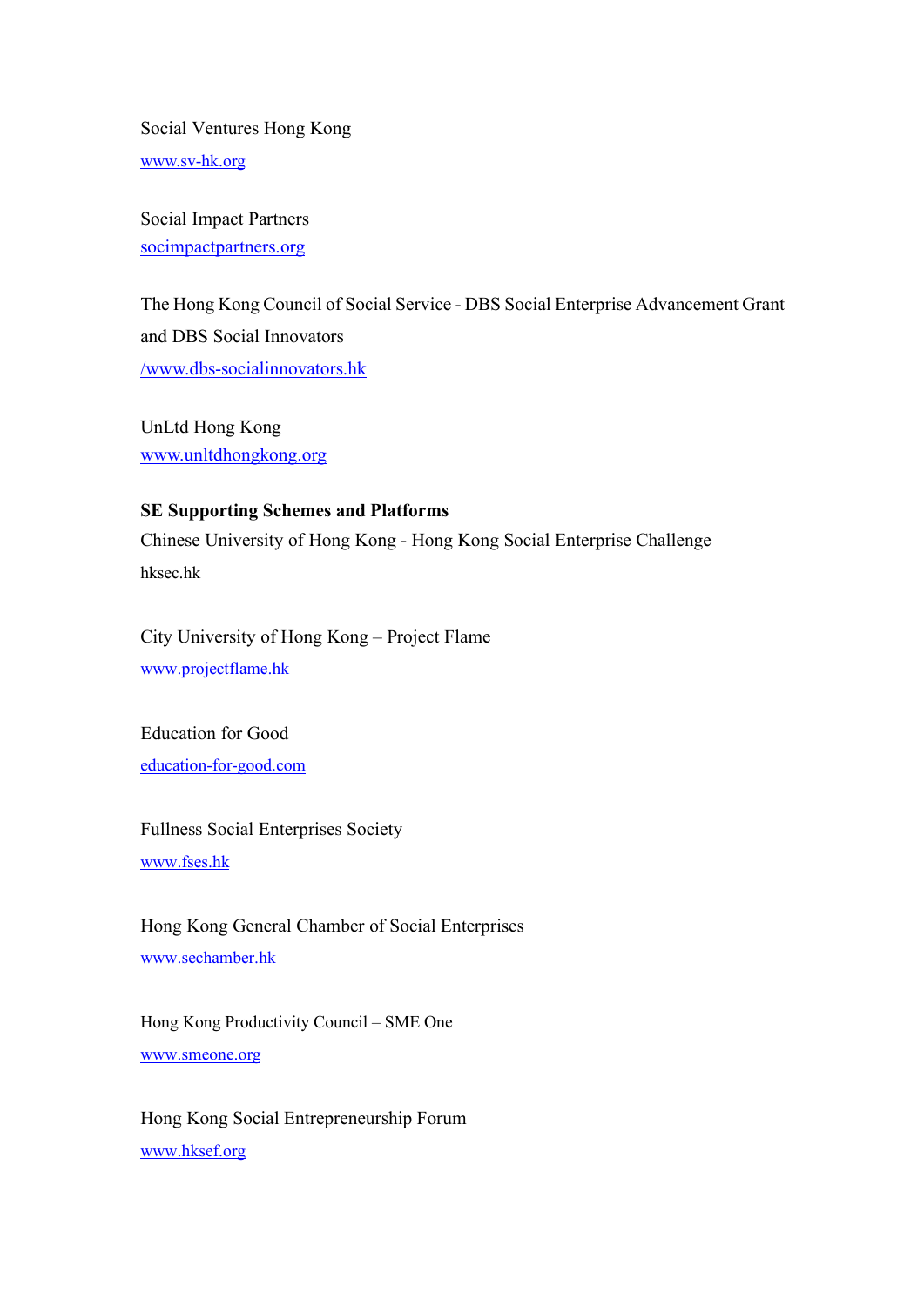Social Ventures Hong Kong

www.sv-hk.org

Social Impact Partners

socimpactpartners.org

The Hong Kong Council of Social Service - DBS Social Enterprise Advancement Grant and DBS Social Innovators

/www.dbs-socialinnovators.hk

UnLtd Hong Kong

www.unltdhongkong.org

**SE Supporting Schemes and Platforms**

Chinese University of Hong Kong - Hong Kong Social Enterprise Challenge

hksec.hk

City University of Hong Kong – Project Flame

www.projectflame.hk

Education for Good

education-for-good.com

Fullness Social Enterprises Society

www.fses.hk

Hong Kong General Chamber of Social Enterprises

www.sechamber.hk

Hong Kong Productivity Council – SME One

www.smeone.org

Hong Kong Social Entrepreneurship Forum

www.hksef.org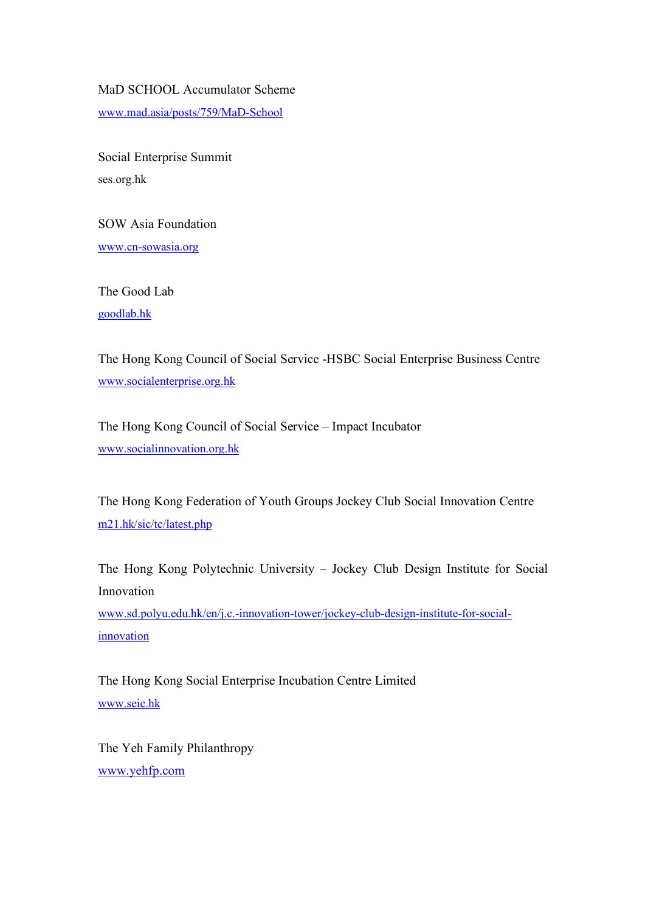MaD SCHOOL Accumulator Scheme

www.mad.asia/posts/759/MaD-School

Social Enterprise Summit

ses.org.hk

SOW Asia Foundation

www.cn-sowasia.org

The Good Lab

goodlab.hk

The Hong Kong Council of Social Service -HSBC Social Enterprise Business Centre

www.socialenterprise.org.hk

The Hong Kong Council of Social Service – Impact Incubator

www.socialinnovation.org.hk

The Hong Kong Federation of Youth Groups Jockey Club Social Innovation Centre

m21.hk/sic/tc/latest.php

The Hong Kong Polytechnic University – Jockey Club Design Institute for Social Innovation

www.sd.polyu.edu.hk/en/j.c.-innovation-tower/jockey-club-design-institute-for-social-innovation

The Hong Kong Social Enterprise Incubation Centre Limited

www.seic.hk

The Yeh Family Philanthropy

www.yehfp.com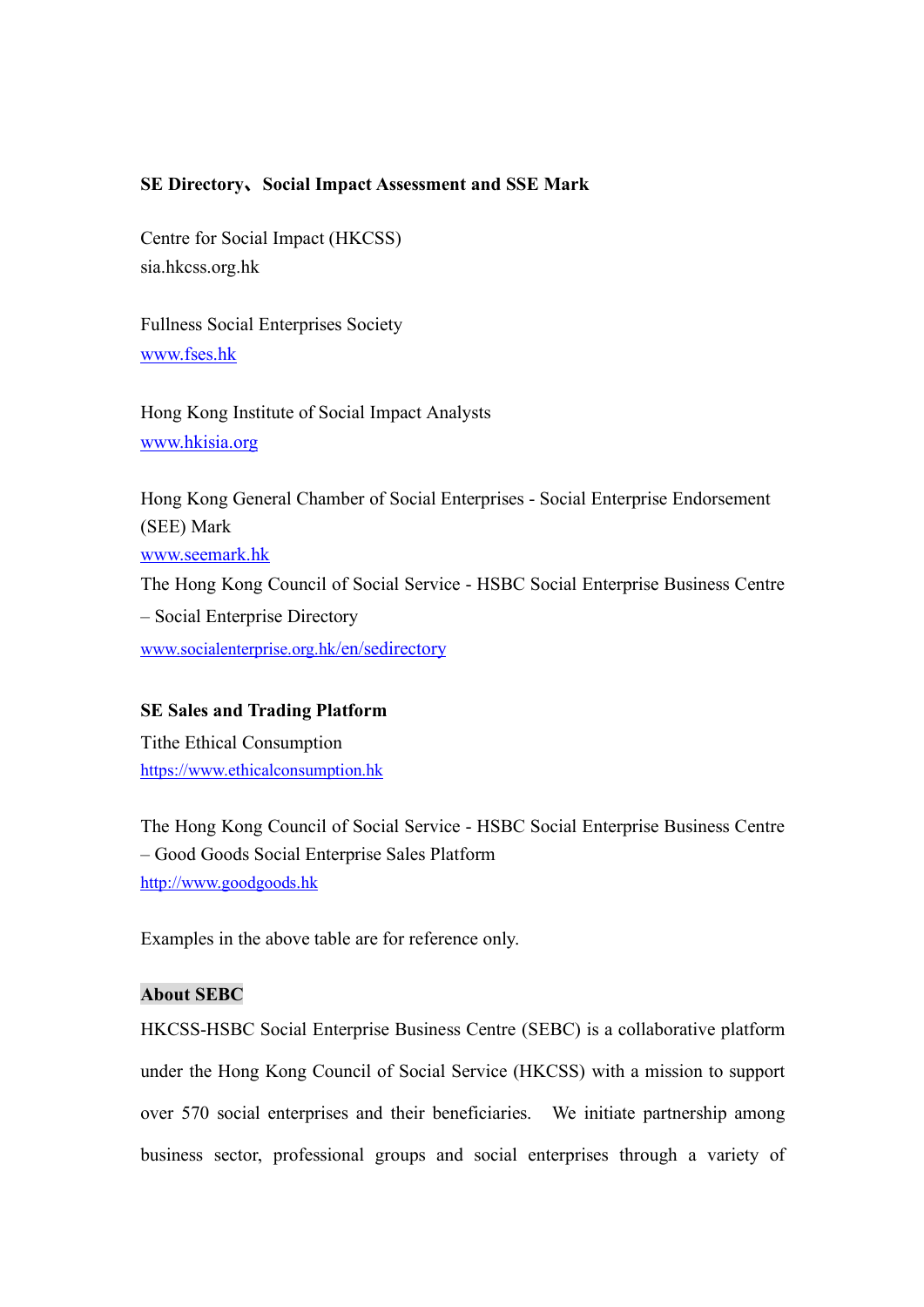**SE Directory、Social Impact Assessment and SSE Mark**

Centre for Social Impact (HKCSS)
sia.hkcss.org.hk

Fullness Social Enterprises Society
www.fses.hk

Hong Kong Institute of Social Impact Analysts
www.hkisia.org

Hong Kong General Chamber of Social Enterprises - Social Enterprise Endorsement (SEE) Mark
www.seemark.hk

The Hong Kong Council of Social Service - HSBC Social Enterprise Business Centre – Social Enterprise Directory
www.socialenterprise.org.hk/en/sedirectory

**SE Sales and Trading Platform**

Tithe Ethical Consumption
https://www.ethicalconsumption.hk

The Hong Kong Council of Social Service - HSBC Social Enterprise Business Centre – Good Goods Social Enterprise Sales Platform
http://www.goodgoods.hk

Examples in the above table are for reference only.

**About SEBC**

HKCSS-HSBC Social Enterprise Business Centre (SEBC) is a collaborative platform under the Hong Kong Council of Social Service (HKCSS) with a mission to support over 570 social enterprises and their beneficiaries. We initiate partnership among business sector, professional groups and social enterprises through a variety of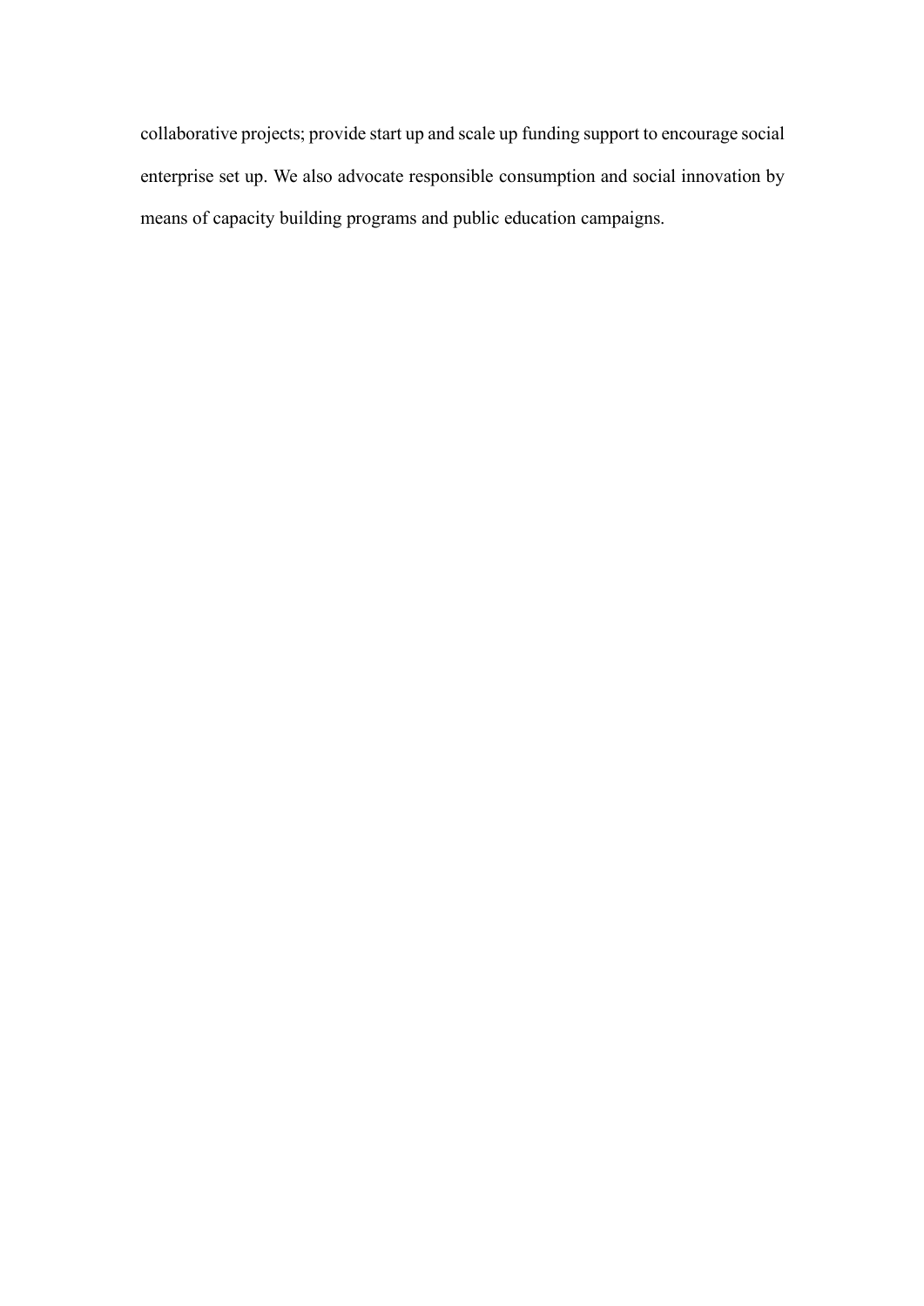collaborative projects; provide start up and scale up funding support to encourage social enterprise set up. We also advocate responsible consumption and social innovation by means of capacity building programs and public education campaigns.